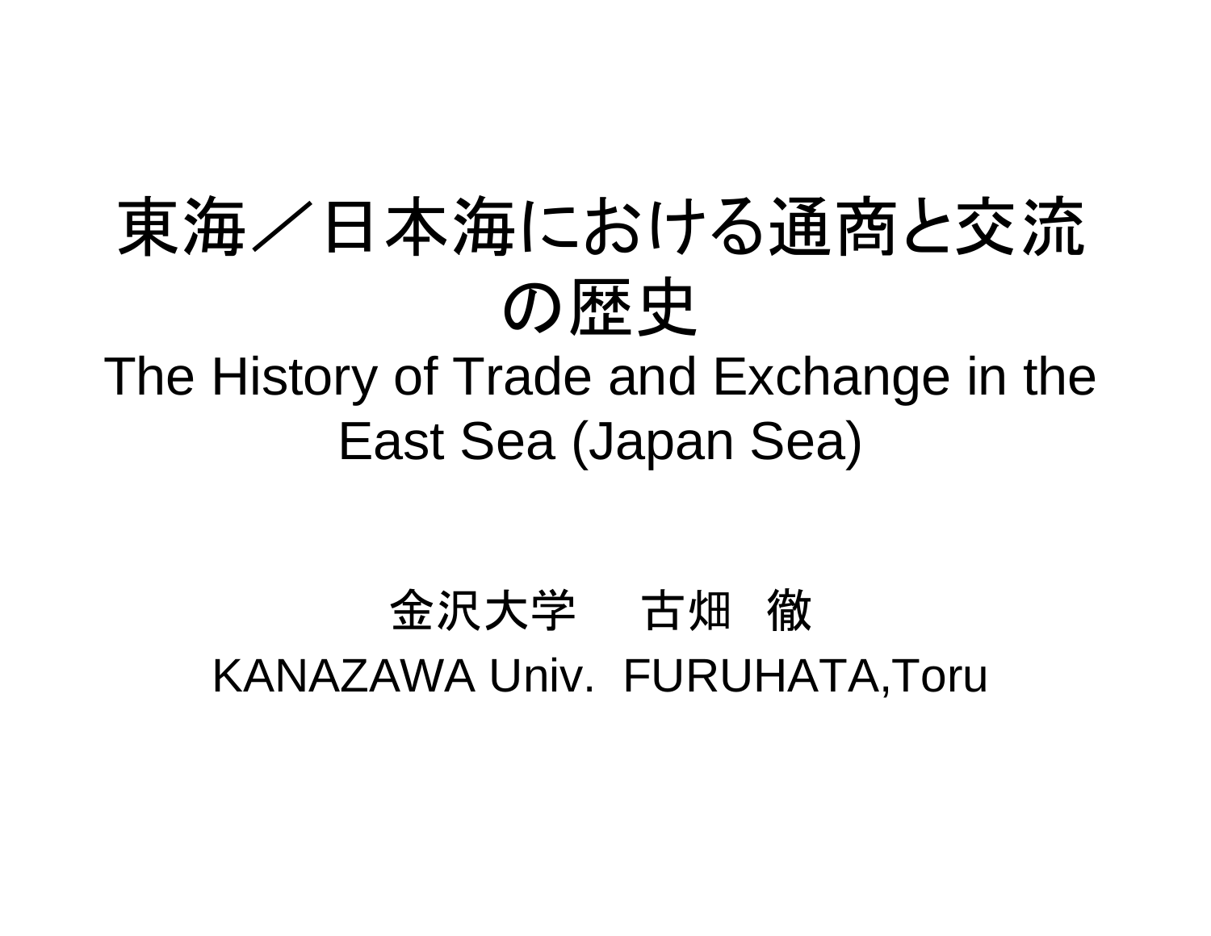# 東海／日本海における通商と交流の歴史

# The History of Trade and Exchange in the East Sea (Japan Sea)

金沢大学　 古畑　徹

KANAZAWA Univ.  FURUHATA,Toru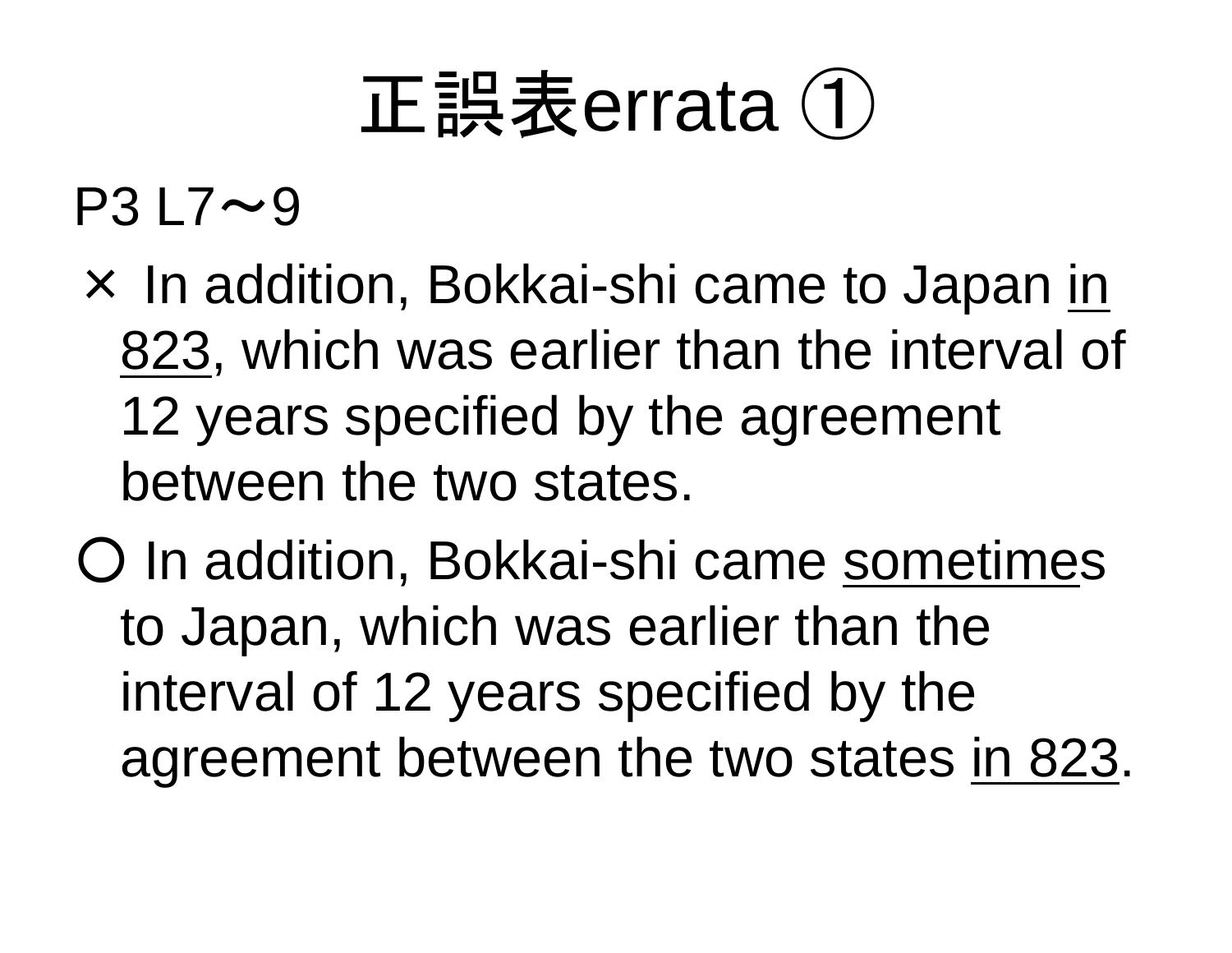# 正誤表errata ①

P3 L7〜9

× In addition, Bokkai-shi came to Japan <u>in 823</u>, which was earlier than the interval of 12 years specified by the agreement between the two states.

○ In addition, Bokkai-shi came <u>sometime</u>s to Japan, which was earlier than the interval of 12 years specified by the agreement between the two states <u>in 823</u>.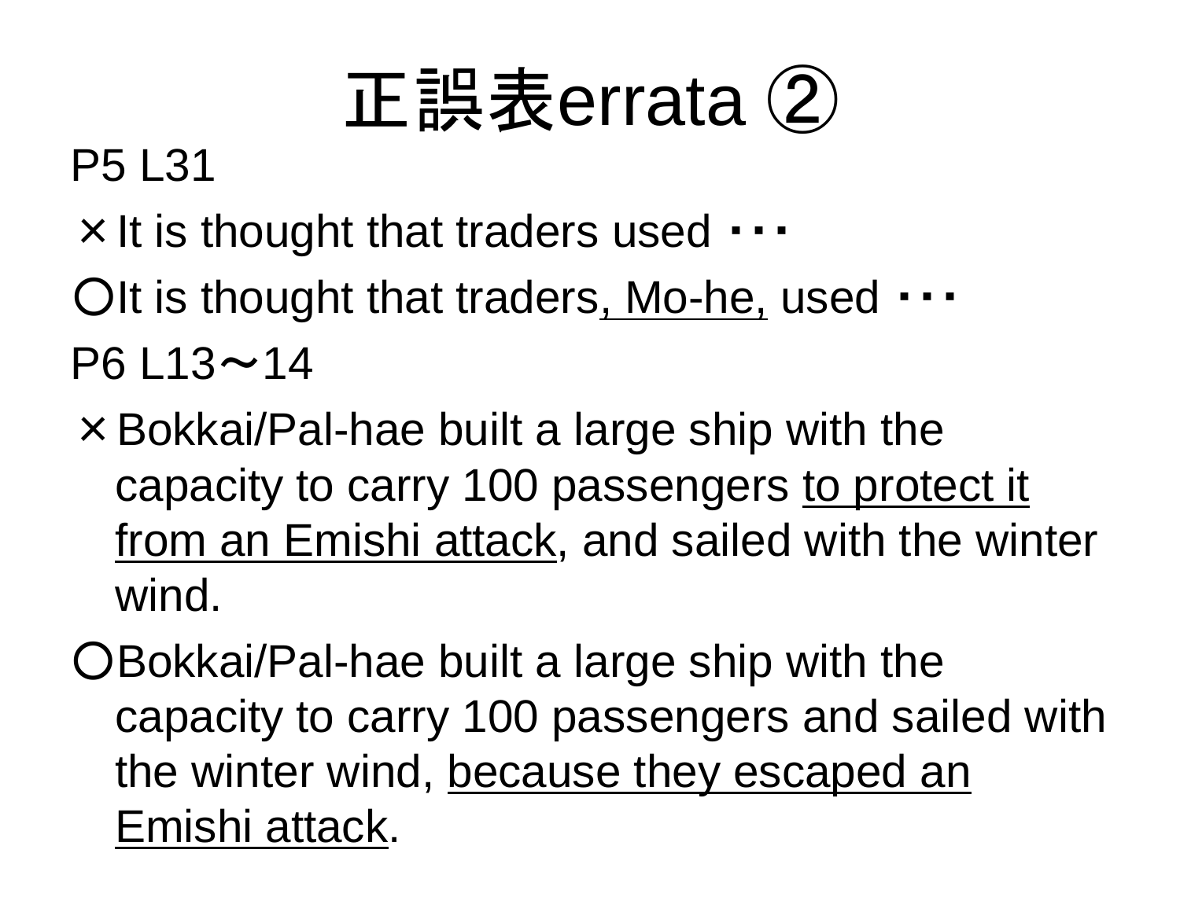# 正誤表errata ②

P5 L31

×It is thought that traders used ･･･

〇It is thought that traders<u>, Mo-he,</u> used ･･･

P6 L13～14

×Bokkai/Pal-hae built a large ship with the capacity to carry 100 passengers <u>to protect it from an Emishi attack</u>, and sailed with the winter wind.

〇Bokkai/Pal-hae built a large ship with the capacity to carry 100 passengers and sailed with the winter wind, <u>because they escaped an Emishi attack</u>.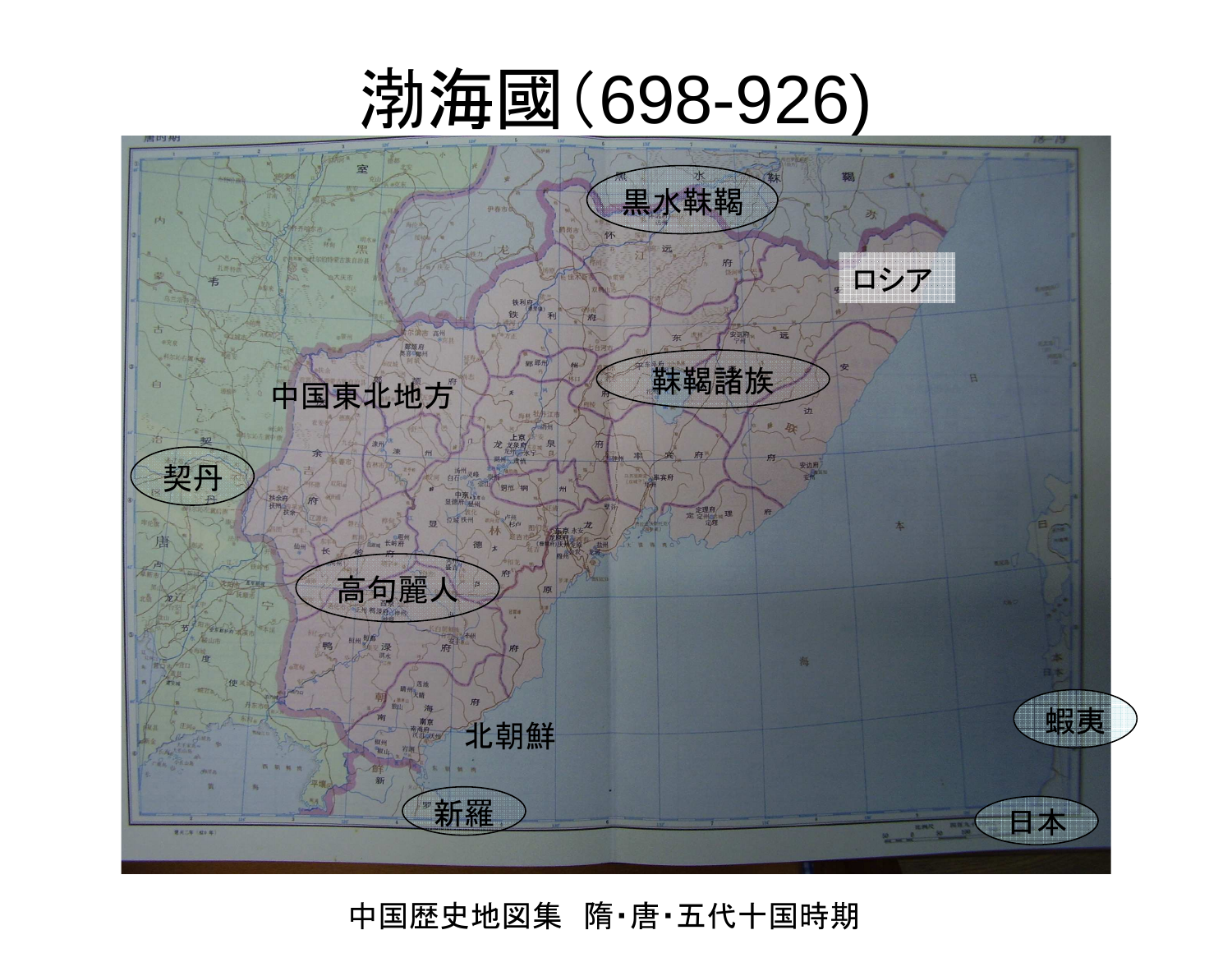# 渤海國(698-926)

黒水靺鞨

ロシア

靺鞨諸族

中国東北地方

契丹

高句麗人

北朝鮮

新羅

蝦夷

日本

中国歴史地図集　隋･唐･五代十国時期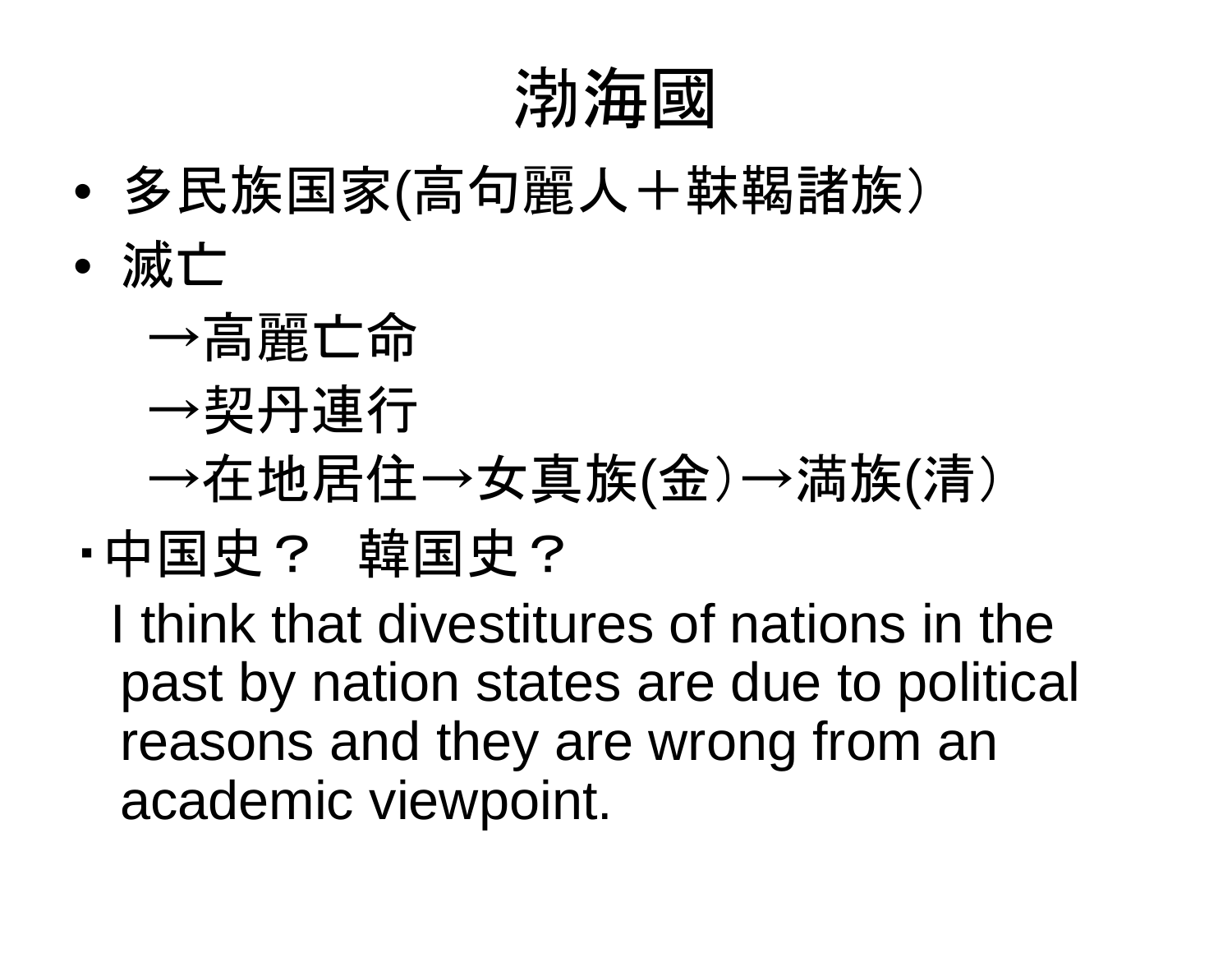# 渤海國

- 多民族国家(高句麗人＋靺鞨諸族）
- 滅亡

　→高麗亡命

　→契丹連行

　→在地居住→女真族(金）→満族(清）

・中国史？　韓国史？

I think that divestitures of nations in the past by nation states are due to political reasons and they are wrong from an academic viewpoint.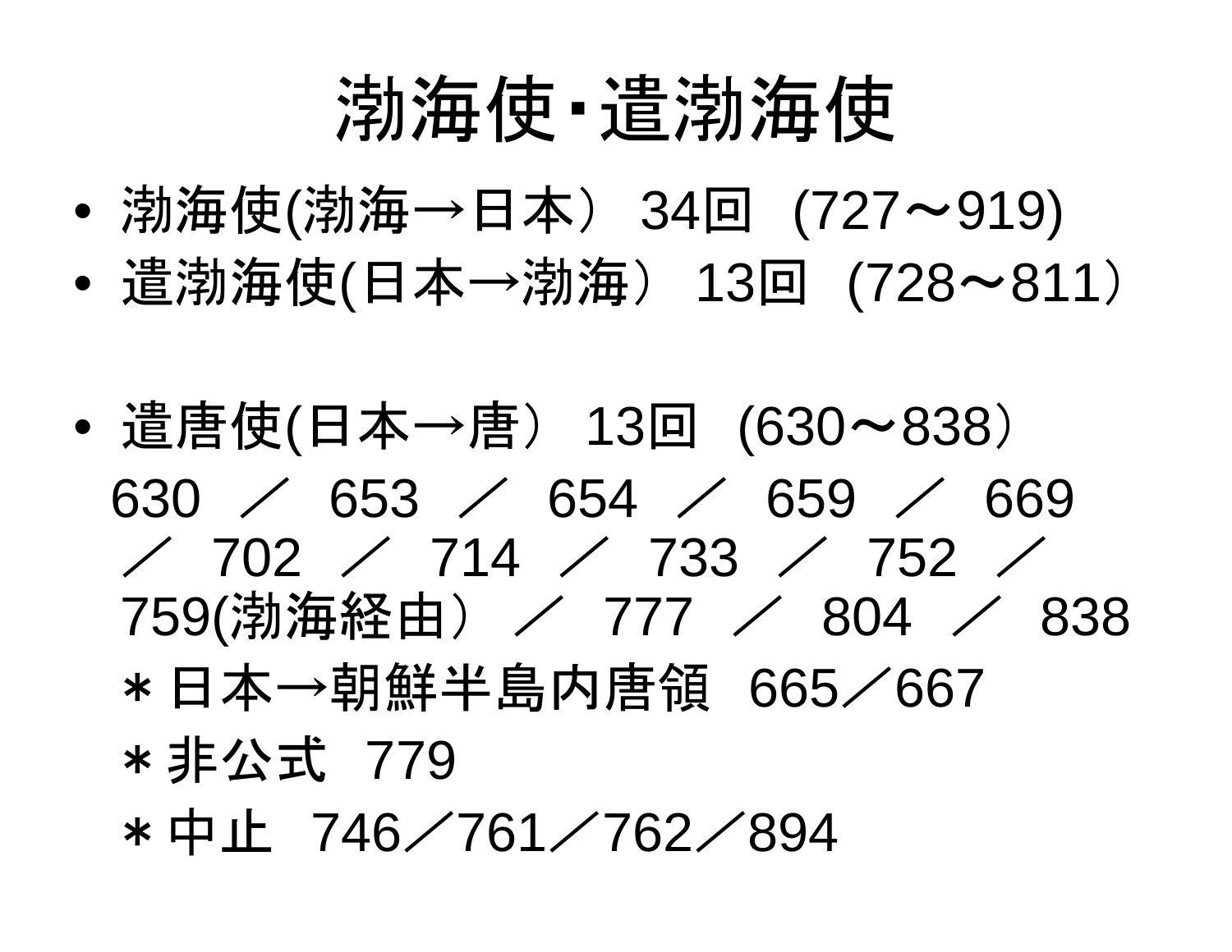# 渤海使･遣渤海使

- 渤海使(渤海→日本） 34回 (727～919)
- 遣渤海使(日本→渤海） 13回 (728～811）

- 遣唐使(日本→唐） 13回 (630～838）

630 ／ 653 ／ 654 ／ 659 ／ 669 ／ 702 ／ 714 ／ 733 ／ 752 ／ 759(渤海経由） ／ 777 ／ 804 ／ 838

＊日本→朝鮮半島内唐領 665／667

＊非公式 779

＊中止 746／761／762／894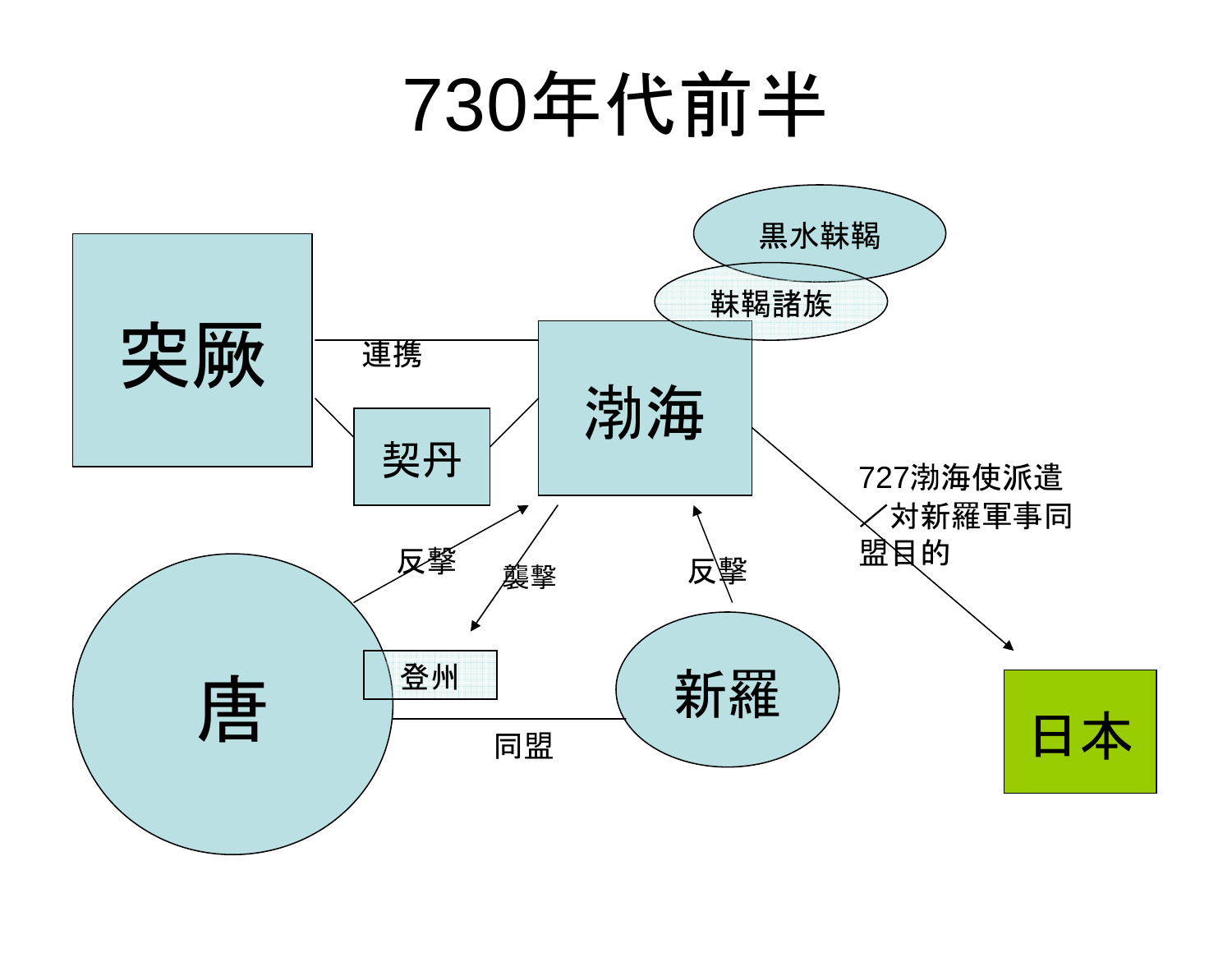# 730年代前半

突厥

契丹

渤海

黒水靺鞨

靺鞨諸族

連携

727渤海使派遣／対新羅軍事同盟目的

日本

唐

登州

新羅

反撃

襲撃

反撃

同盟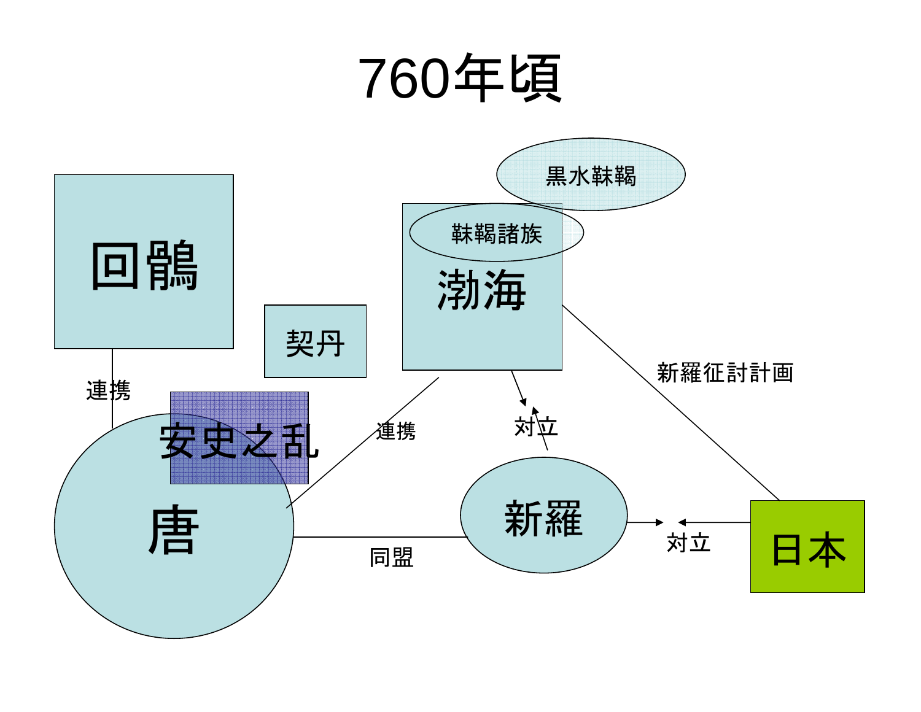# 760年頃

回鶻

契丹

黒水靺鞨

靺鞨諸族

渤海

連携

安史之乱

唐

連携

対立

新羅征討計画

新羅

同盟

対立

日本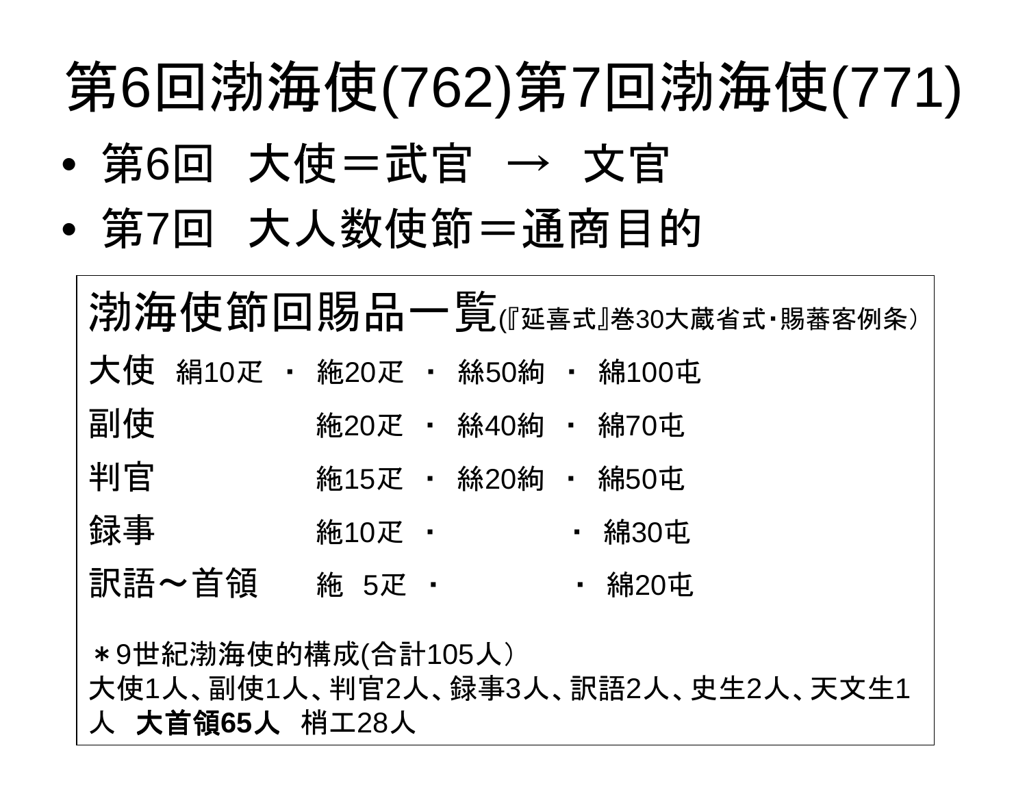# 第6回渤海使(762)第7回渤海使(771)

- 第6回　大使＝武官　→　文官
- 第7回　大人数使節＝通商目的

**渤海使節回賜品一覧**(『延喜式』巻30大蔵省式･賜蕃客例条）

| | | | | |
|---|---|---|---|---|
| 大使 | 絹10疋 | 絁20疋 | 絲50絇 | 綿100屯 |
| 副使 | | 絁20疋 | 絲40絇 | 綿70屯 |
| 判官 | | 絁15疋 | 絲20絇 | 綿50屯 |
| 録事 | | 絁10疋 | | 綿30屯 |
| 訳語～首領 | | 絁　5疋 | | 綿20屯 |

＊9世紀渤海使的構成(合計105人）
大使1人、副使1人、判官2人、録事3人、訳語2人、史生2人、天文生1人　**大首領65人**　梢工28人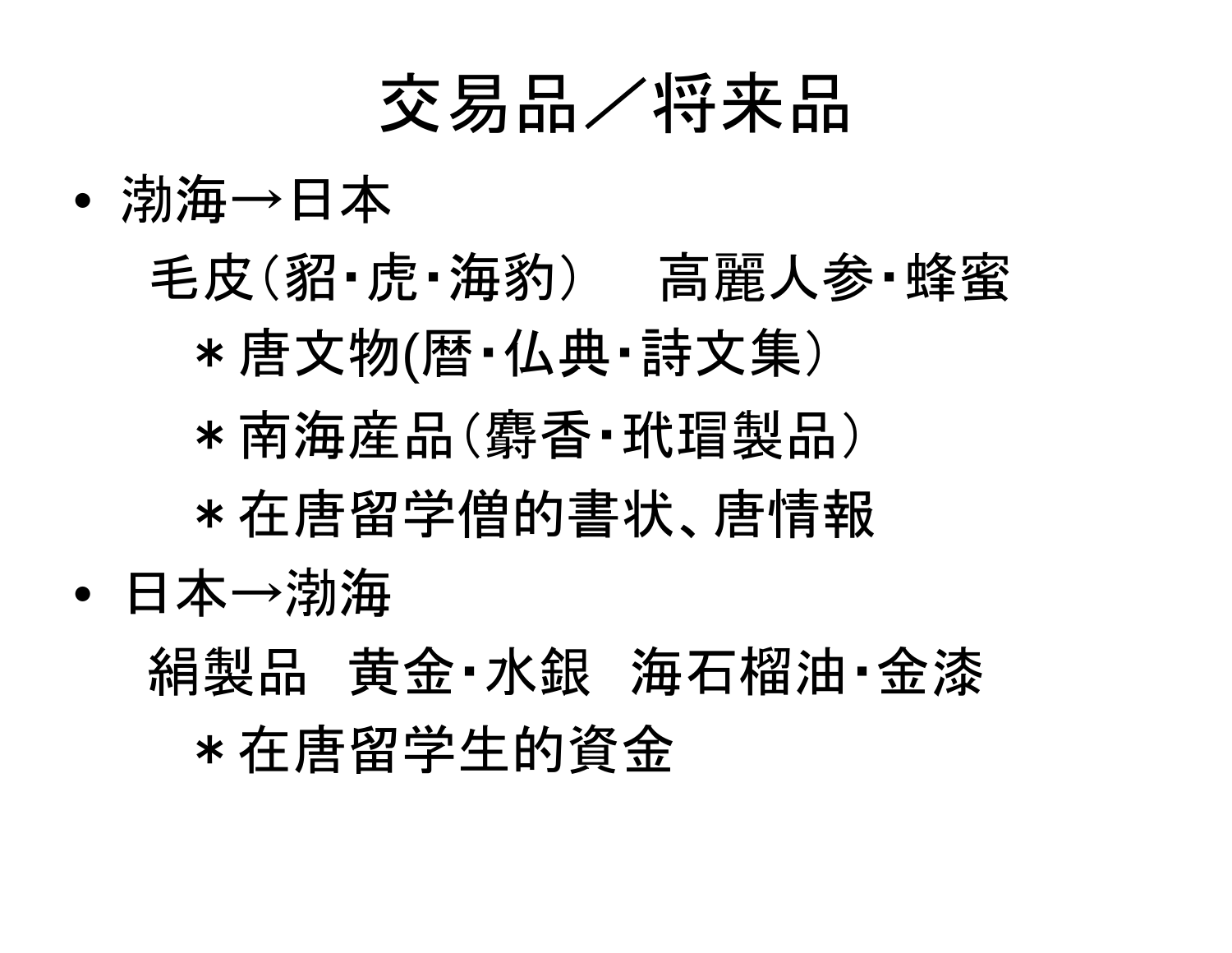# 交易品／将来品

- 渤海→日本

  毛皮（貂･虎･海豹）　高麗人参･蜂蜜

  ＊唐文物(暦･仏典･詩文集）

  ＊南海産品（麝香･玳瑁製品）

  ＊在唐留学僧的書状、唐情報

- 日本→渤海

  絹製品　黄金･水銀　海石榴油･金漆

  ＊在唐留学生的資金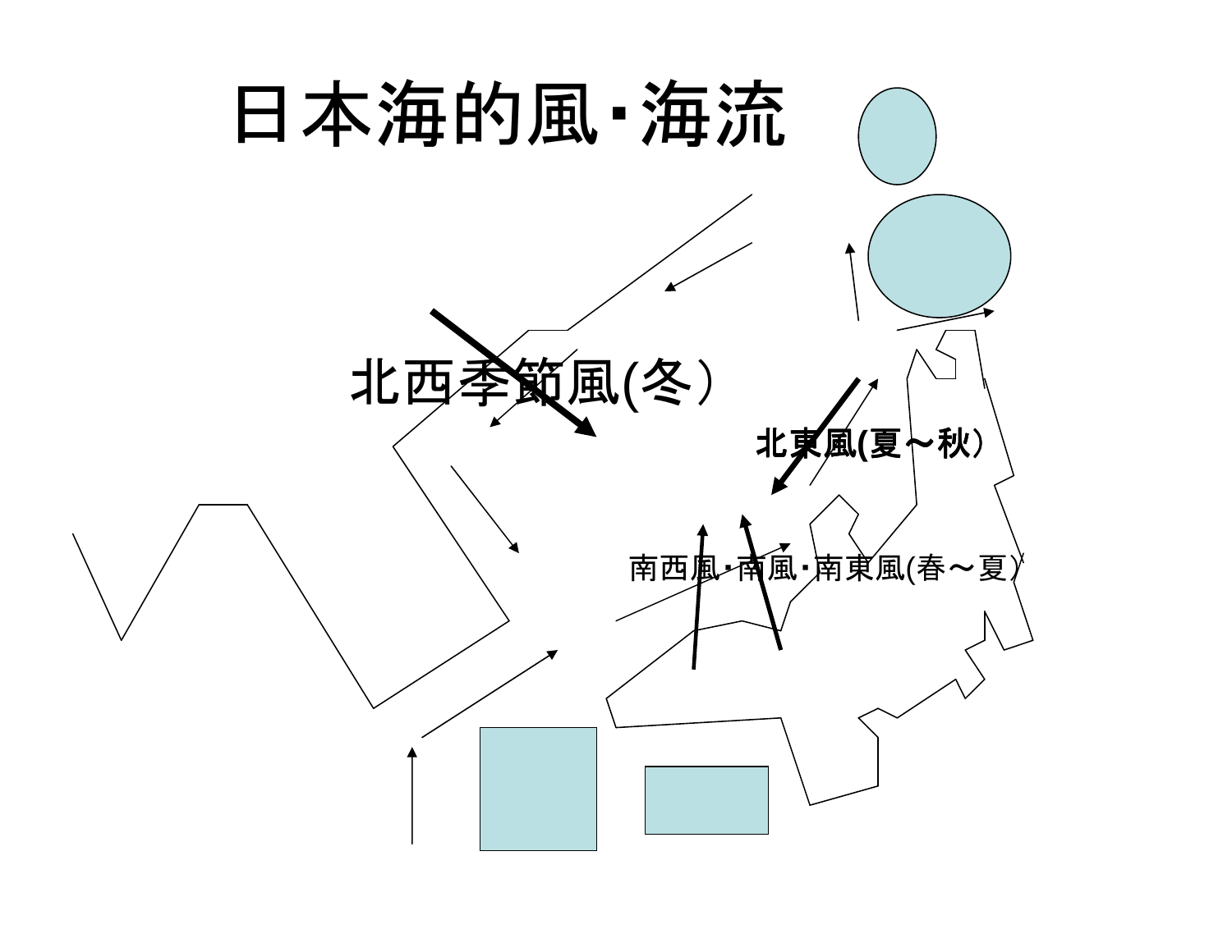# 日本海的風･海流

北西季節風(冬）

**北東風(夏～秋）**

南西風･南風･南東風(春～夏）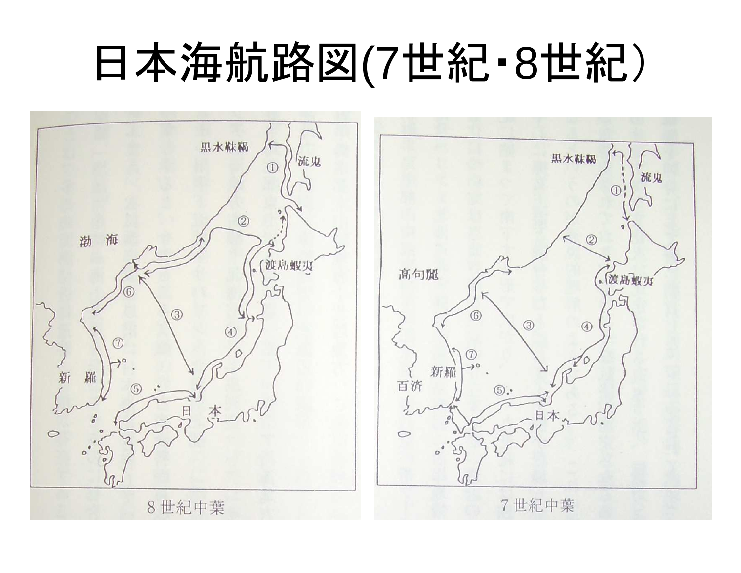# 日本海航路図(7世紀・8世紀）

黒水靺鞨

流鬼

渤海

渡島蝦夷

新羅

日本

8 世紀中葉

黒水靺鞨

流鬼

高句麗

渡島蝦夷

新羅

百済

日本

7 世紀中葉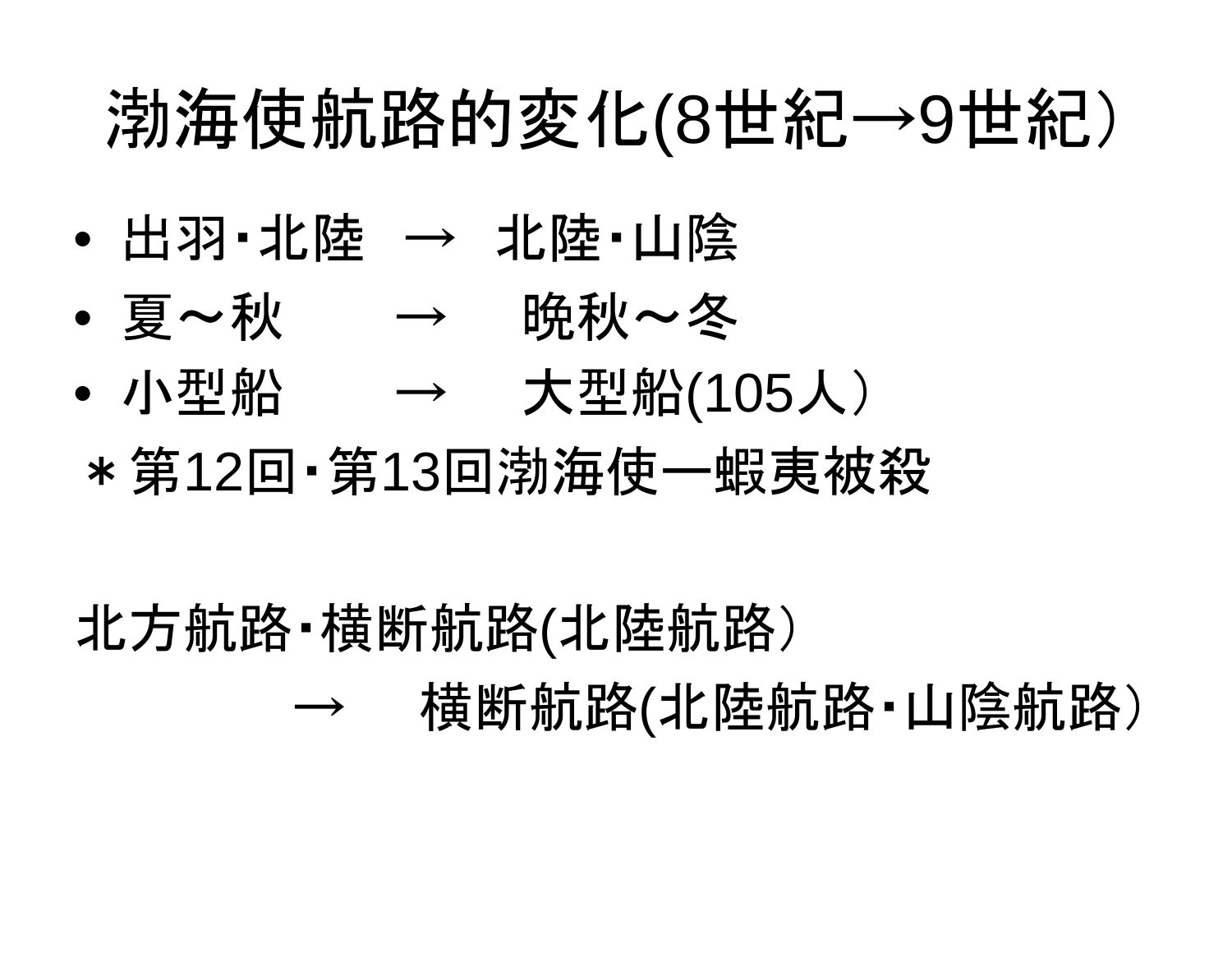# 渤海使航路的変化(8世紀→9世紀）

- 出羽･北陸　→　北陸･山陰
- 夏～秋　　　→　　晩秋～冬
- 小型船　　　→　　大型船(105人）

＊第12回･第13回渤海使ー蝦夷被殺

北方航路･横断航路(北陸航路）

→　　横断航路(北陸航路･山陰航路）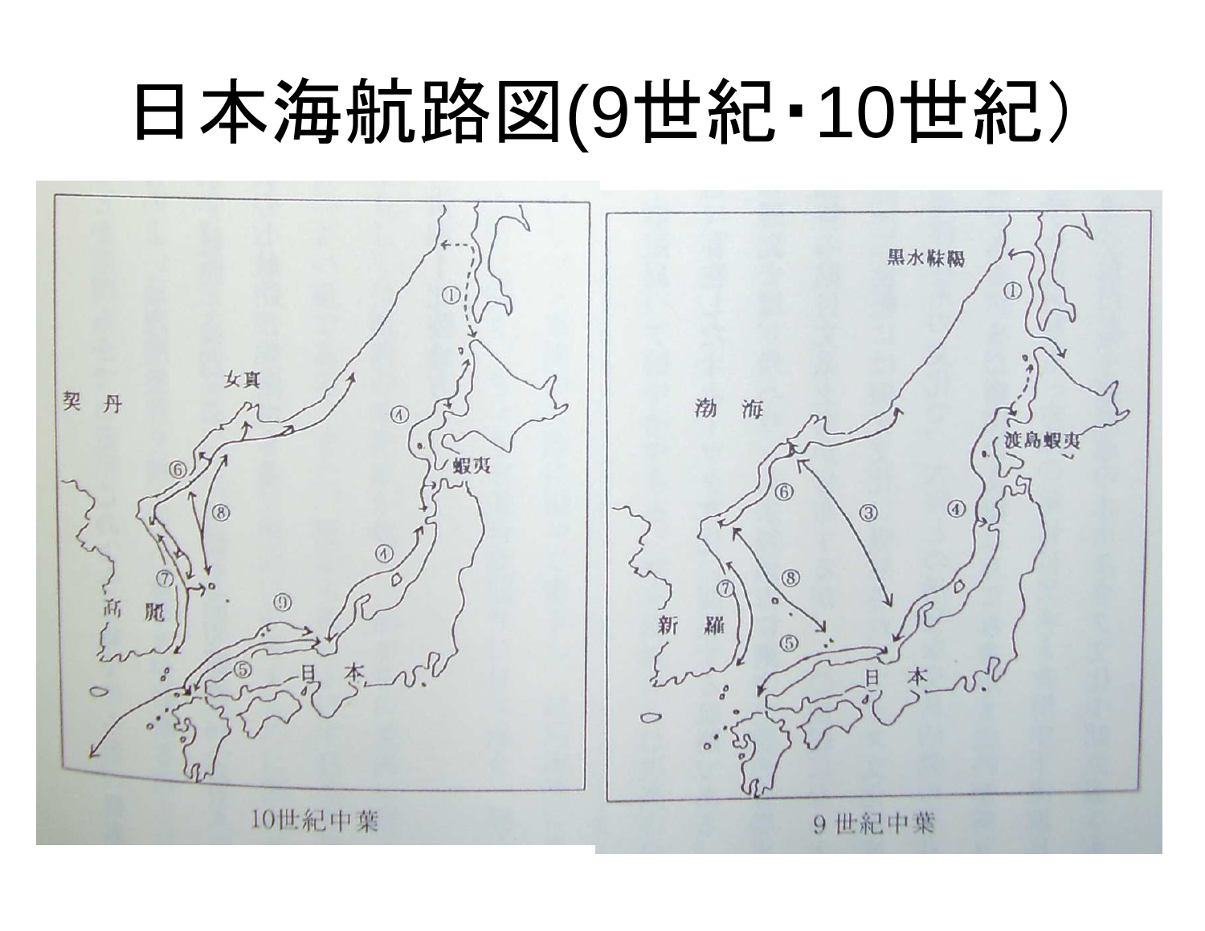# 日本海航路図(9世紀･10世紀)

10世紀中葉

9世紀中葉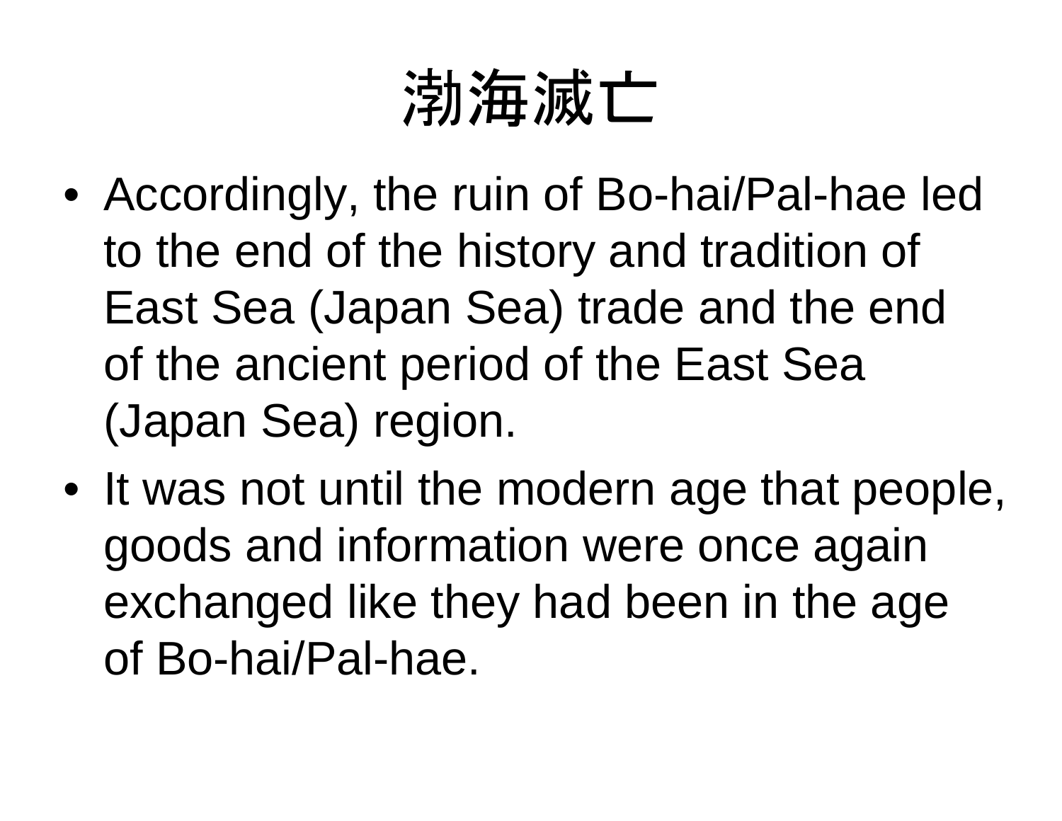# 渤海滅亡

- Accordingly, the ruin of Bo-hai/Pal-hae led to the end of the history and tradition of East Sea (Japan Sea) trade and the end of the ancient period of the East Sea (Japan Sea) region.
- It was not until the modern age that people, goods and information were once again exchanged like they had been in the age of Bo-hai/Pal-hae.